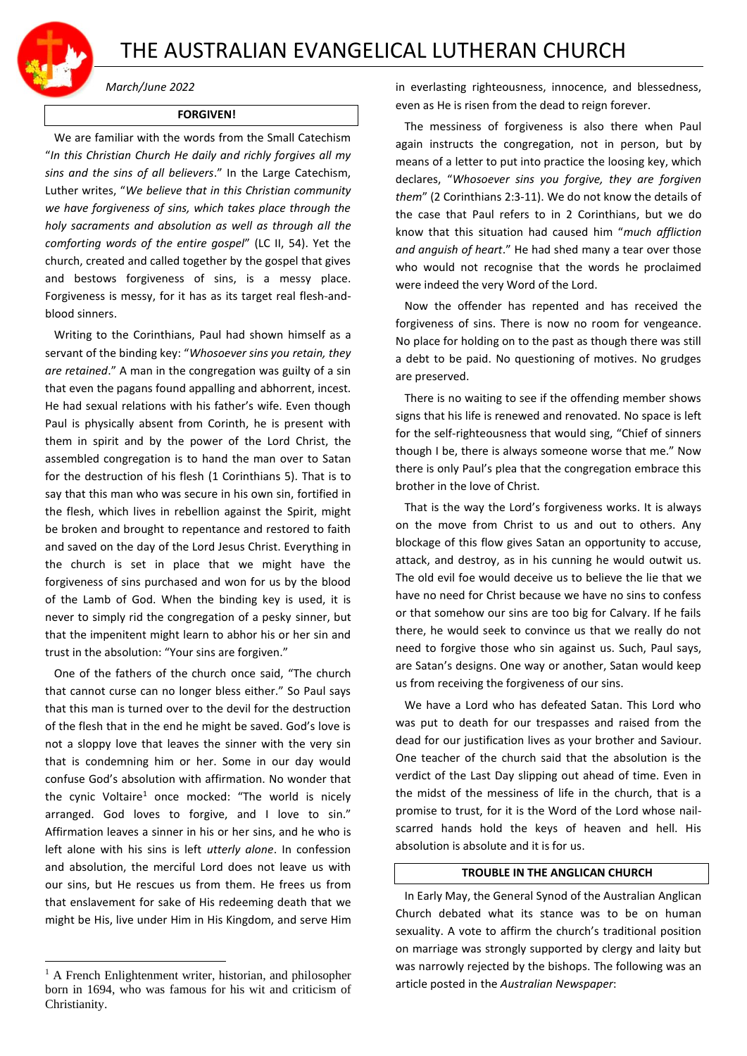# THE AUSTRALIAN EVANGELICAL LUTHERAN CHURCH

*March/June 2022*

## FORGIVEN!

We are familiar with the words from the Small Catechism "*In this Christian Church He daily and richly forgives all my sins and the sins of all believers*." In the Large Catechism, Luther writes, "*We believe that in this Christian community we have forgiveness of sins, which takes place through the holy sacraments and absolution as well as through all the comforting words of the entire gospel*" (LC II, 54). Yet the church, created and called together by the gospel that gives and bestows forgiveness of sins, is a messy place. Forgiveness is messy, for it has as its target real flesh-and-blood sinners.

Writing to the Corinthians, Paul had shown himself as a servant of the binding key: "*Whosoever sins you retain, they are retained*." A man in the congregation was guilty of a sin that even the pagans found appalling and abhorrent, incest. He had sexual relations with his father's wife. Even though Paul is physically absent from Corinth, he is present with them in spirit and by the power of the Lord Christ, the assembled congregation is to hand the man over to Satan for the destruction of his flesh (1 Corinthians 5). That is to say that this man who was secure in his own sin, fortified in the flesh, which lives in rebellion against the Spirit, might be broken and brought to repentance and restored to faith and saved on the day of the Lord Jesus Christ. Everything in the church is set in place that we might have the forgiveness of sins purchased and won for us by the blood of the Lamb of God. When the binding key is used, it is never to simply rid the congregation of a pesky sinner, but that the impenitent might learn to abhor his or her sin and trust in the absolution: "Your sins are forgiven."

One of the fathers of the church once said, "The church that cannot curse can no longer bless either." So Paul says that this man is turned over to the devil for the destruction of the flesh that in the end he might be saved. God's love is not a sloppy love that leaves the sinner with the very sin that is condemning him or her. Some in our day would confuse God's absolution with affirmation. No wonder that the cynic Voltaire[1] once mocked: "The world is nicely arranged. God loves to forgive, and I love to sin." Affirmation leaves a sinner in his or her sins, and he who is left alone with his sins is left *utterly alone*. In confession and absolution, the merciful Lord does not leave us with our sins, but He rescues us from them. He frees us from that enslavement for sake of His redeeming death that we might be His, live under Him in His Kingdom, and serve Him in everlasting righteousness, innocence, and blessedness, even as He is risen from the dead to reign forever.

The messiness of forgiveness is also there when Paul again instructs the congregation, not in person, but by means of a letter to put into practice the loosing key, which declares, "*Whosoever sins you forgive, they are forgiven them*" (2 Corinthians 2:3-11). We do not know the details of the case that Paul refers to in 2 Corinthians, but we do know that this situation had caused him "*much affliction and anguish of heart*." He had shed many a tear over those who would not recognise that the words he proclaimed were indeed the very Word of the Lord.

Now the offender has repented and has received the forgiveness of sins. There is now no room for vengeance. No place for holding on to the past as though there was still a debt to be paid. No questioning of motives. No grudges are preserved.

There is no waiting to see if the offending member shows signs that his life is renewed and renovated. No space is left for the self-righteousness that would sing, "Chief of sinners though I be, there is always someone worse that me." Now there is only Paul's plea that the congregation embrace this brother in the love of Christ.

That is the way the Lord's forgiveness works. It is always on the move from Christ to us and out to others. Any blockage of this flow gives Satan an opportunity to accuse, attack, and destroy, as in his cunning he would outwit us. The old evil foe would deceive us to believe the lie that we have no need for Christ because we have no sins to confess or that somehow our sins are too big for Calvary. If he fails there, he would seek to convince us that we really do not need to forgive those who sin against us. Such, Paul says, are Satan's designs. One way or another, Satan would keep us from receiving the forgiveness of our sins.

We have a Lord who has defeated Satan. This Lord who was put to death for our trespasses and raised from the dead for our justification lives as your brother and Saviour. One teacher of the church said that the absolution is the verdict of the Last Day slipping out ahead of time. Even in the midst of the messiness of life in the church, that is a promise to trust, for it is the Word of the Lord whose nail-scarred hands hold the keys of heaven and hell. His absolution is absolute and it is for us.

## TROUBLE IN THE ANGLICAN CHURCH

In Early May, the General Synod of the Australian Anglican Church debated what its stance was to be on human sexuality. A vote to affirm the church's traditional position on marriage was strongly supported by clergy and laity but was narrowly rejected by the bishops. The following was an article posted in the *Australian Newspaper*:

---

[1] A French Enlightenment writer, historian, and philosopher born in 1694, who was famous for his wit and criticism of Christianity.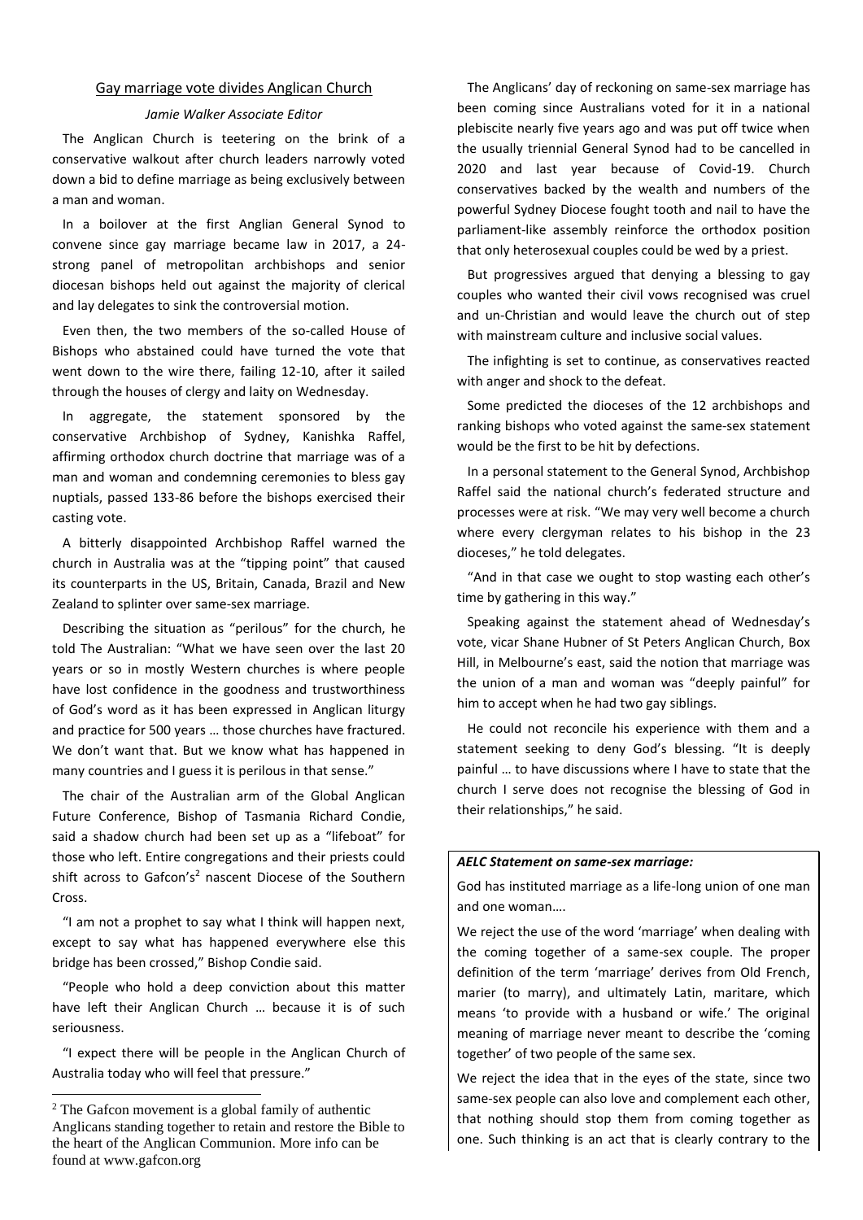## Gay marriage vote divides Anglican Church

*Jamie Walker Associate Editor*

The Anglican Church is teetering on the brink of a conservative walkout after church leaders narrowly voted down a bid to define marriage as being exclusively between a man and woman.

In a boilover at the first Anglian General Synod to convene since gay marriage became law in 2017, a 24-strong panel of metropolitan archbishops and senior diocesan bishops held out against the majority of clerical and lay delegates to sink the controversial motion.

Even then, the two members of the so-called House of Bishops who abstained could have turned the vote that went down to the wire there, failing 12-10, after it sailed through the houses of clergy and laity on Wednesday.

In aggregate, the statement sponsored by the conservative Archbishop of Sydney, Kanishka Raffel, affirming orthodox church doctrine that marriage was of a man and woman and condemning ceremonies to bless gay nuptials, passed 133-86 before the bishops exercised their casting vote.

A bitterly disappointed Archbishop Raffel warned the church in Australia was at the "tipping point" that caused its counterparts in the US, Britain, Canada, Brazil and New Zealand to splinter over same-sex marriage.

Describing the situation as "perilous" for the church, he told The Australian: "What we have seen over the last 20 years or so in mostly Western churches is where people have lost confidence in the goodness and trustworthiness of God's word as it has been expressed in Anglican liturgy and practice for 500 years … those churches have fractured. We don't want that. But we know what has happened in many countries and I guess it is perilous in that sense."

The chair of the Australian arm of the Global Anglican Future Conference, Bishop of Tasmania Richard Condie, said a shadow church had been set up as a "lifeboat" for those who left. Entire congregations and their priests could shift across to Gafcon's[2] nascent Diocese of the Southern Cross.

"I am not a prophet to say what I think will happen next, except to say what has happened everywhere else this bridge has been crossed," Bishop Condie said.

"People who hold a deep conviction about this matter have left their Anglican Church … because it is of such seriousness.

"I expect there will be people in the Anglican Church of Australia today who will feel that pressure."

The Anglicans' day of reckoning on same-sex marriage has been coming since Australians voted for it in a national plebiscite nearly five years ago and was put off twice when the usually triennial General Synod had to be cancelled in 2020 and last year because of Covid-19. Church conservatives backed by the wealth and numbers of the powerful Sydney Diocese fought tooth and nail to have the parliament-like assembly reinforce the orthodox position that only heterosexual couples could be wed by a priest.

But progressives argued that denying a blessing to gay couples who wanted their civil vows recognised was cruel and un-Christian and would leave the church out of step with mainstream culture and inclusive social values.

The infighting is set to continue, as conservatives reacted with anger and shock to the defeat.

Some predicted the dioceses of the 12 archbishops and ranking bishops who voted against the same-sex statement would be the first to be hit by defections.

In a personal statement to the General Synod, Archbishop Raffel said the national church's federated structure and processes were at risk. "We may very well become a church where every clergyman relates to his bishop in the 23 dioceses," he told delegates.

"And in that case we ought to stop wasting each other's time by gathering in this way."

Speaking against the statement ahead of Wednesday's vote, vicar Shane Hubner of St Peters Anglican Church, Box Hill, in Melbourne's east, said the notion that marriage was the union of a man and woman was "deeply painful" for him to accept when he had two gay siblings.

He could not reconcile his experience with them and a statement seeking to deny God's blessing. "It is deeply painful … to have discussions where I have to state that the church I serve does not recognise the blessing of God in their relationships," he said.

***AELC Statement on same-sex marriage:***

God has instituted marriage as a life-long union of one man and one woman….

We reject the use of the word 'marriage' when dealing with the coming together of a same-sex couple. The proper definition of the term 'marriage' derives from Old French, marier (to marry), and ultimately Latin, maritare, which means 'to provide with a husband or wife.' The original meaning of marriage never meant to describe the 'coming together' of two people of the same sex.

We reject the idea that in the eyes of the state, since two same-sex people can also love and complement each other, that nothing should stop them from coming together as one. Such thinking is an act that is clearly contrary to the

---

[2] The Gafcon movement is a global family of authentic Anglicans standing together to retain and restore the Bible to the heart of the Anglican Communion. More info can be found at www.gafcon.org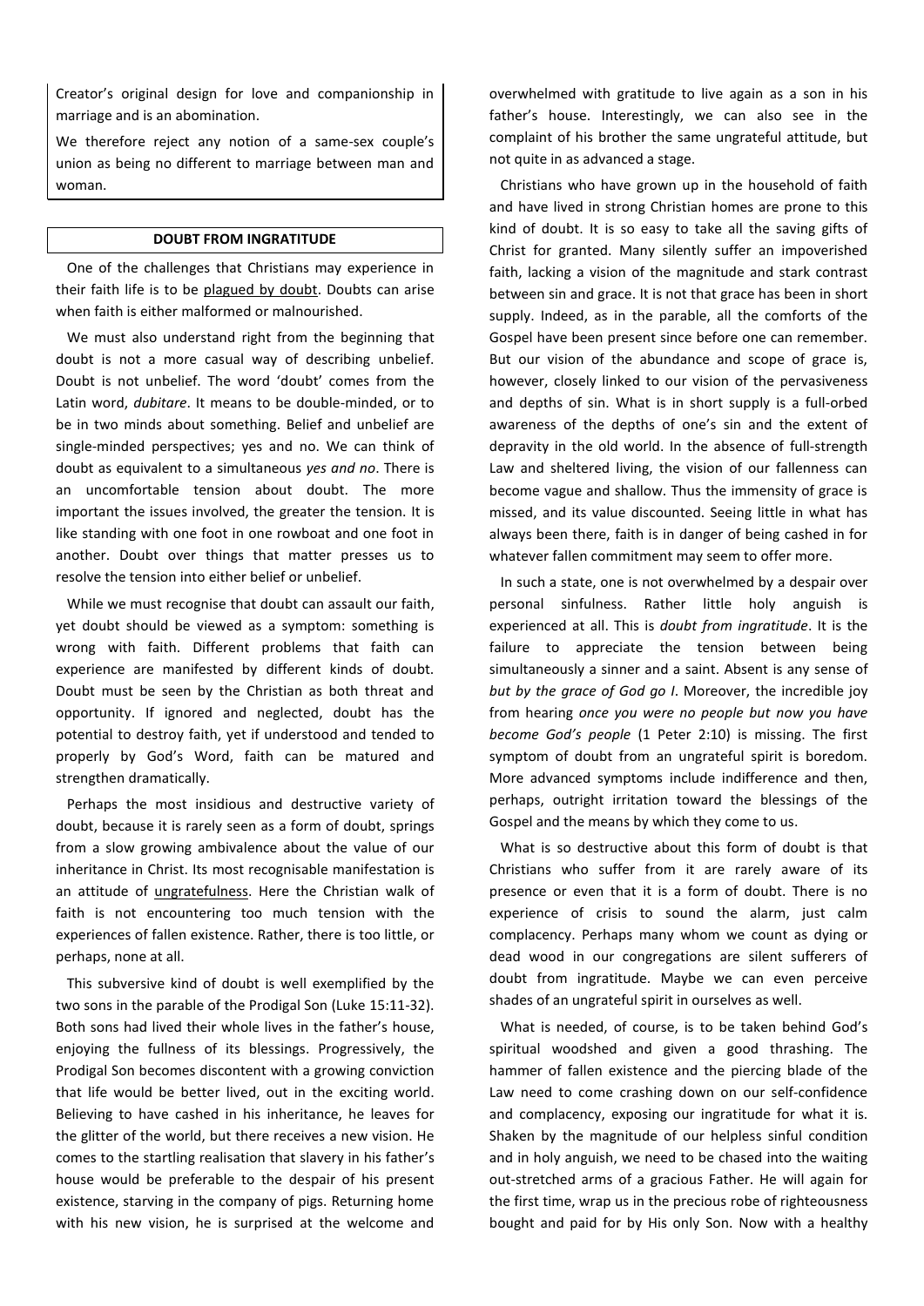Creator's original design for love and companionship in marriage and is an abomination.

We therefore reject any notion of a same-sex couple's union as being no different to marriage between man and woman.

## DOUBT FROM INGRATITUDE

One of the challenges that Christians may experience in their faith life is to be plagued by doubt. Doubts can arise when faith is either malformed or malnourished.

We must also understand right from the beginning that doubt is not a more casual way of describing unbelief. Doubt is not unbelief. The word 'doubt' comes from the Latin word, *dubitare*. It means to be double-minded, or to be in two minds about something. Belief and unbelief are single-minded perspectives; yes and no. We can think of doubt as equivalent to a simultaneous *yes and no*. There is an uncomfortable tension about doubt. The more important the issues involved, the greater the tension. It is like standing with one foot in one rowboat and one foot in another. Doubt over things that matter presses us to resolve the tension into either belief or unbelief.

While we must recognise that doubt can assault our faith, yet doubt should be viewed as a symptom: something is wrong with faith. Different problems that faith can experience are manifested by different kinds of doubt. Doubt must be seen by the Christian as both threat and opportunity. If ignored and neglected, doubt has the potential to destroy faith, yet if understood and tended to properly by God's Word, faith can be matured and strengthen dramatically.

Perhaps the most insidious and destructive variety of doubt, because it is rarely seen as a form of doubt, springs from a slow growing ambivalence about the value of our inheritance in Christ. Its most recognisable manifestation is an attitude of ungratefulness. Here the Christian walk of faith is not encountering too much tension with the experiences of fallen existence. Rather, there is too little, or perhaps, none at all.

This subversive kind of doubt is well exemplified by the two sons in the parable of the Prodigal Son (Luke 15:11-32). Both sons had lived their whole lives in the father's house, enjoying the fullness of its blessings. Progressively, the Prodigal Son becomes discontent with a growing conviction that life would be better lived, out in the exciting world. Believing to have cashed in his inheritance, he leaves for the glitter of the world, but there receives a new vision. He comes to the startling realisation that slavery in his father's house would be preferable to the despair of his present existence, starving in the company of pigs. Returning home with his new vision, he is surprised at the welcome and overwhelmed with gratitude to live again as a son in his father's house. Interestingly, we can also see in the complaint of his brother the same ungrateful attitude, but not quite in as advanced a stage.

Christians who have grown up in the household of faith and have lived in strong Christian homes are prone to this kind of doubt. It is so easy to take all the saving gifts of Christ for granted. Many silently suffer an impoverished faith, lacking a vision of the magnitude and stark contrast between sin and grace. It is not that grace has been in short supply. Indeed, as in the parable, all the comforts of the Gospel have been present since before one can remember. But our vision of the abundance and scope of grace is, however, closely linked to our vision of the pervasiveness and depths of sin. What is in short supply is a full-orbed awareness of the depths of one's sin and the extent of depravity in the old world. In the absence of full-strength Law and sheltered living, the vision of our fallenness can become vague and shallow. Thus the immensity of grace is missed, and its value discounted. Seeing little in what has always been there, faith is in danger of being cashed in for whatever fallen commitment may seem to offer more.

In such a state, one is not overwhelmed by a despair over personal sinfulness. Rather little holy anguish is experienced at all. This is *doubt from ingratitude*. It is the failure to appreciate the tension between being simultaneously a sinner and a saint. Absent is any sense of *but by the grace of God go I*. Moreover, the incredible joy from hearing *once you were no people but now you have become God's people* (1 Peter 2:10) is missing. The first symptom of doubt from an ungrateful spirit is boredom. More advanced symptoms include indifference and then, perhaps, outright irritation toward the blessings of the Gospel and the means by which they come to us.

What is so destructive about this form of doubt is that Christians who suffer from it are rarely aware of its presence or even that it is a form of doubt. There is no experience of crisis to sound the alarm, just calm complacency. Perhaps many whom we count as dying or dead wood in our congregations are silent sufferers of doubt from ingratitude. Maybe we can even perceive shades of an ungrateful spirit in ourselves as well.

What is needed, of course, is to be taken behind God's spiritual woodshed and given a good thrashing. The hammer of fallen existence and the piercing blade of the Law need to come crashing down on our self-confidence and complacency, exposing our ingratitude for what it is. Shaken by the magnitude of our helpless sinful condition and in holy anguish, we need to be chased into the waiting out-stretched arms of a gracious Father. He will again for the first time, wrap us in the precious robe of righteousness bought and paid for by His only Son. Now with a healthy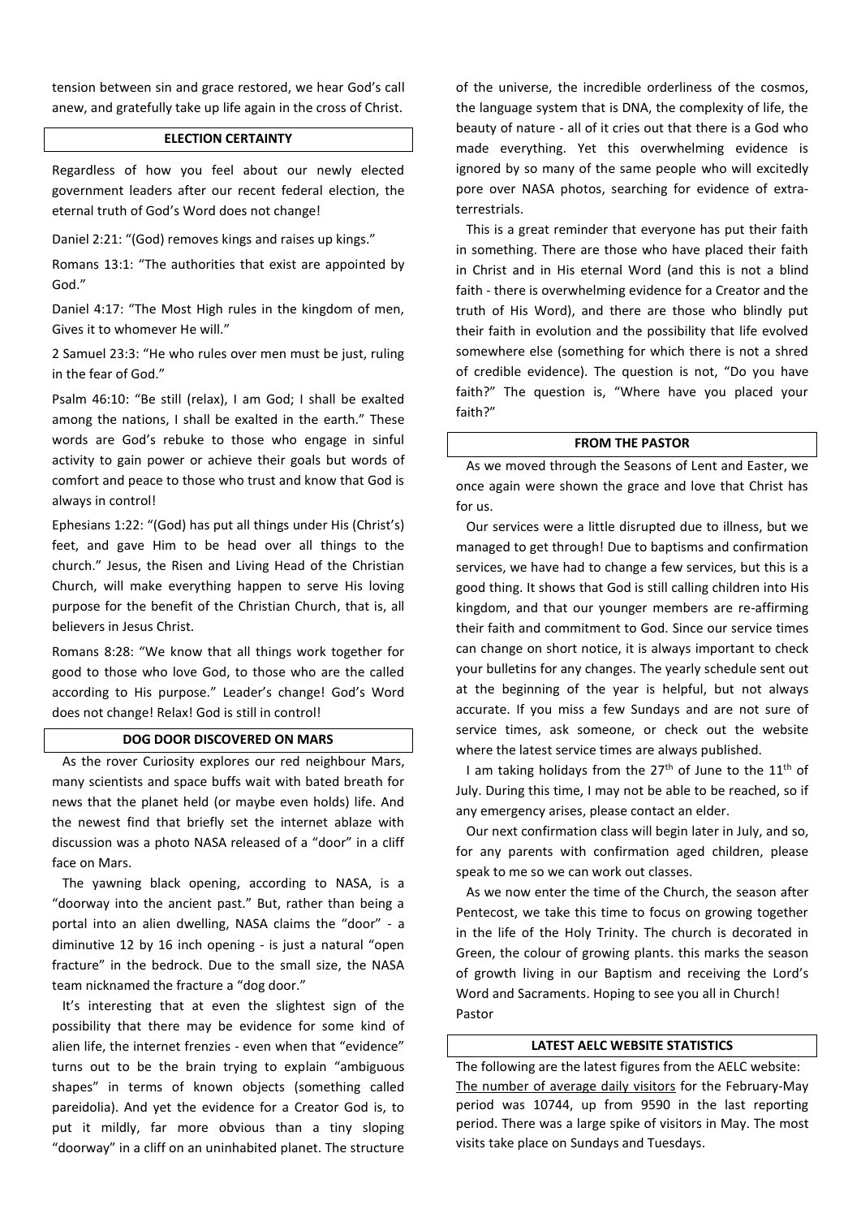tension between sin and grace restored, we hear God's call anew, and gratefully take up life again in the cross of Christ.

## ELECTION CERTAINTY

Regardless of how you feel about our newly elected government leaders after our recent federal election, the eternal truth of God's Word does not change!

Daniel 2:21: "(God) removes kings and raises up kings."

Romans 13:1: "The authorities that exist are appointed by God."

Daniel 4:17: "The Most High rules in the kingdom of men, Gives it to whomever He will."

2 Samuel 23:3: "He who rules over men must be just, ruling in the fear of God."

Psalm 46:10: "Be still (relax), I am God; I shall be exalted among the nations, I shall be exalted in the earth." These words are God's rebuke to those who engage in sinful activity to gain power or achieve their goals but words of comfort and peace to those who trust and know that God is always in control!

Ephesians 1:22: "(God) has put all things under His (Christ's) feet, and gave Him to be head over all things to the church." Jesus, the Risen and Living Head of the Christian Church, will make everything happen to serve His loving purpose for the benefit of the Christian Church, that is, all believers in Jesus Christ.

Romans 8:28: "We know that all things work together for good to those who love God, to those who are the called according to His purpose." Leader's change! God's Word does not change! Relax! God is still in control!

## DOG DOOR DISCOVERED ON MARS

As the rover Curiosity explores our red neighbour Mars, many scientists and space buffs wait with bated breath for news that the planet held (or maybe even holds) life. And the newest find that briefly set the internet ablaze with discussion was a photo NASA released of a "door" in a cliff face on Mars.

The yawning black opening, according to NASA, is a "doorway into the ancient past." But, rather than being a portal into an alien dwelling, NASA claims the "door" - a diminutive 12 by 16 inch opening - is just a natural "open fracture" in the bedrock. Due to the small size, the NASA team nicknamed the fracture a "dog door."

It's interesting that at even the slightest sign of the possibility that there may be evidence for some kind of alien life, the internet frenzies - even when that "evidence" turns out to be the brain trying to explain "ambiguous shapes" in terms of known objects (something called pareidolia). And yet the evidence for a Creator God is, to put it mildly, far more obvious than a tiny sloping "doorway" in a cliff on an uninhabited planet. The structure of the universe, the incredible orderliness of the cosmos, the language system that is DNA, the complexity of life, the beauty of nature - all of it cries out that there is a God who made everything. Yet this overwhelming evidence is ignored by so many of the same people who will excitedly pore over NASA photos, searching for evidence of extra-terrestrials.

This is a great reminder that everyone has put their faith in something. There are those who have placed their faith in Christ and in His eternal Word (and this is not a blind faith - there is overwhelming evidence for a Creator and the truth of His Word), and there are those who blindly put their faith in evolution and the possibility that life evolved somewhere else (something for which there is not a shred of credible evidence). The question is not, "Do you have faith?" The question is, "Where have you placed your faith?"

## FROM THE PASTOR

As we moved through the Seasons of Lent and Easter, we once again were shown the grace and love that Christ has for us.

Our services were a little disrupted due to illness, but we managed to get through! Due to baptisms and confirmation services, we have had to change a few services, but this is a good thing. It shows that God is still calling children into His kingdom, and that our younger members are re-affirming their faith and commitment to God. Since our service times can change on short notice, it is always important to check your bulletins for any changes. The yearly schedule sent out at the beginning of the year is helpful, but not always accurate. If you miss a few Sundays and are not sure of service times, ask someone, or check out the website where the latest service times are always published.

I am taking holidays from the 27th of June to the 11th of July. During this time, I may not be able to be reached, so if any emergency arises, please contact an elder.

Our next confirmation class will begin later in July, and so, for any parents with confirmation aged children, please speak to me so we can work out classes.

As we now enter the time of the Church, the season after Pentecost, we take this time to focus on growing together in the life of the Holy Trinity. The church is decorated in Green, the colour of growing plants. this marks the season of growth living in our Baptism and receiving the Lord's Word and Sacraments. Hoping to see you all in Church!
Pastor

## LATEST AELC WEBSITE STATISTICS

The following are the latest figures from the AELC website: The number of average daily visitors for the February-May period was 10744, up from 9590 in the last reporting period. There was a large spike of visitors in May. The most visits take place on Sundays and Tuesdays.